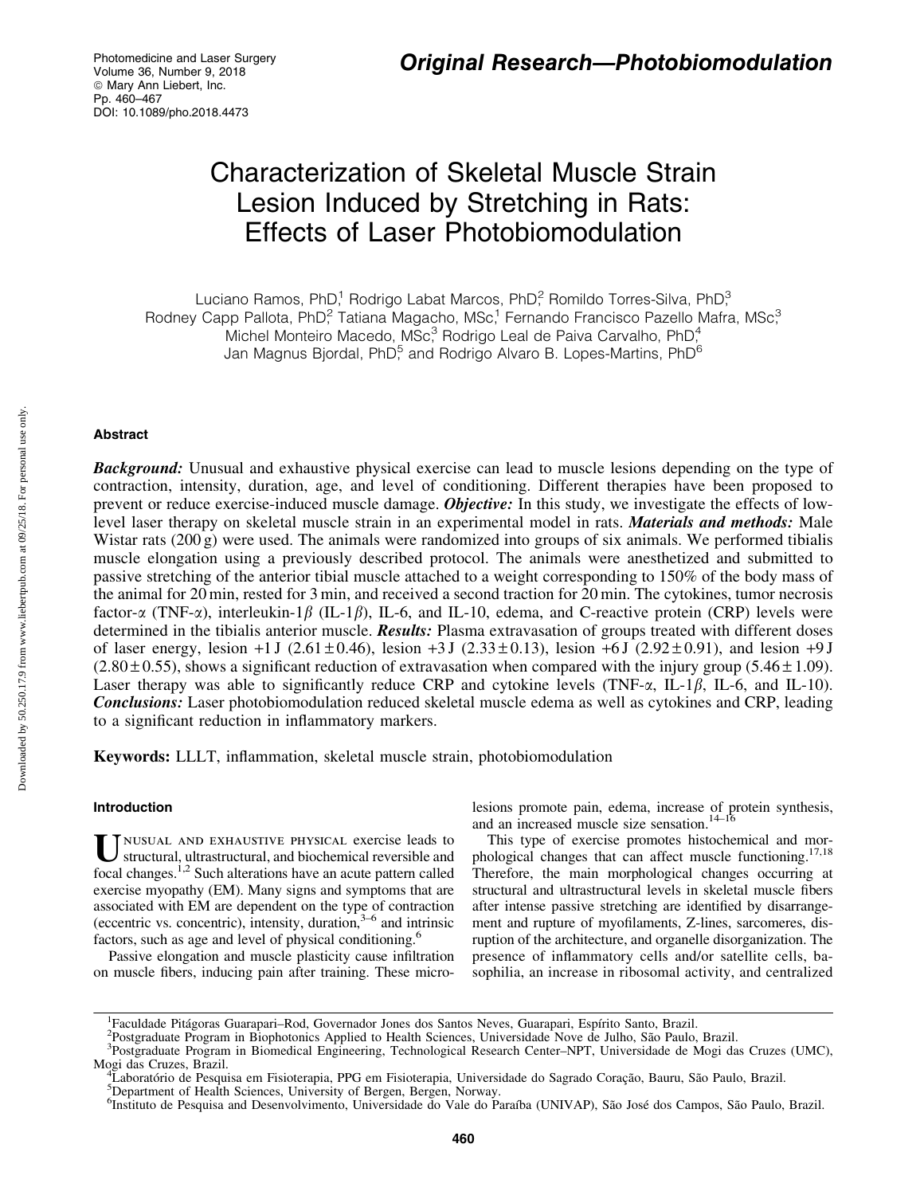Original Research—Photobiomodulation

# Characterization of Skeletal Muscle Strain Lesion Induced by Stretching in Rats: Effects of Laser Photobiomodulation

Luciano Ramos, PhD,[1] Rodrigo Labat Marcos, PhD,[2] Romildo Torres-Silva, PhD,[3] Rodney Capp Pallota, PhD,[2] Tatiana Magacho, MSc,[1] Fernando Francisco Pazello Mafra, MSc,[3] Michel Monteiro Macedo, MSc,[3] Rodrigo Leal de Paiva Carvalho, PhD,[4] Jan Magnus Bjordal, PhD,[5] and Rodrigo Alvaro B. Lopes-Martins, PhD[6]

## Abstract

***Background:*** Unusual and exhaustive physical exercise can lead to muscle lesions depending on the type of contraction, intensity, duration, age, and level of conditioning. Different therapies have been proposed to prevent or reduce exercise-induced muscle damage. ***Objective:*** In this study, we investigate the effects of low-level laser therapy on skeletal muscle strain in an experimental model in rats. ***Materials and methods:*** Male Wistar rats (200 g) were used. The animals were randomized into groups of six animals. We performed tibialis muscle elongation using a previously described protocol. The animals were anesthetized and submitted to passive stretching of the anterior tibial muscle attached to a weight corresponding to 150% of the body mass of the animal for 20 min, rested for 3 min, and received a second traction for 20 min. The cytokines, tumor necrosis factor-$\alpha$ (TNF-$\alpha$), interleukin-1$\beta$ (IL-1$\beta$), IL-6, and IL-10, edema, and C-reactive protein (CRP) levels were determined in the tibialis anterior muscle. ***Results:*** Plasma extravasation of groups treated with different doses of laser energy, lesion +1 J ($2.61 \pm 0.46$), lesion +3 J ($2.33 \pm 0.13$), lesion +6 J ($2.92 \pm 0.91$), and lesion +9 J ($2.80 \pm 0.55$), shows a significant reduction of extravasation when compared with the injury group ($5.46 \pm 1.09$). Laser therapy was able to significantly reduce CRP and cytokine levels (TNF-$\alpha$, IL-1$\beta$, IL-6, and IL-10). ***Conclusions:*** Laser photobiomodulation reduced skeletal muscle edema as well as cytokines and CRP, leading to a significant reduction in inflammatory markers.

**Keywords:** LLLT, inflammation, skeletal muscle strain, photobiomodulation

## Introduction

Unusual and exhaustive physical exercise leads to structural, ultrastructural, and biochemical reversible and focal changes.[1,2] Such alterations have an acute pattern called exercise myopathy (EM). Many signs and symptoms that are associated with EM are dependent on the type of contraction (eccentric vs. concentric), intensity, duration,[3–6] and intrinsic factors, such as age and level of physical conditioning.[6]

Passive elongation and muscle plasticity cause infiltration on muscle fibers, inducing pain after training. These microlesions promote pain, edema, increase of protein synthesis, and an increased muscle size sensation.[14–16]

This type of exercise promotes histochemical and morphological changes that can affect muscle functioning.[17,18] Therefore, the main morphological changes occurring at structural and ultrastructural levels in skeletal muscle fibers after intense passive stretching are identified by disarrangement and rupture of myofilaments, Z-lines, sarcomeres, disruption of the architecture, and organelle disorganization. The presence of inflammatory cells and/or satellite cells, basophilia, an increase in ribosomal activity, and centralized

---

[1]Faculdade Pitágoras Guarapari–Rod, Governador Jones dos Santos Neves, Guarapari, Espírito Santo, Brazil.
[2]Postgraduate Program in Biophotonics Applied to Health Sciences, Universidade Nove de Julho, São Paulo, Brazil.
[3]Postgraduate Program in Biomedical Engineering, Technological Research Center–NPT, Universidade de Mogi das Cruzes (UMC), Mogi das Cruzes, Brazil.
[4]Laboratório de Pesquisa em Fisioterapia, PPG em Fisioterapia, Universidade do Sagrado Coração, Bauru, São Paulo, Brazil.
[5]Department of Health Sciences, University of Bergen, Bergen, Norway.
[6]Instituto de Pesquisa and Desenvolvimento, Universidade do Vale do Paraíba (UNIVAP), São José dos Campos, São Paulo, Brazil.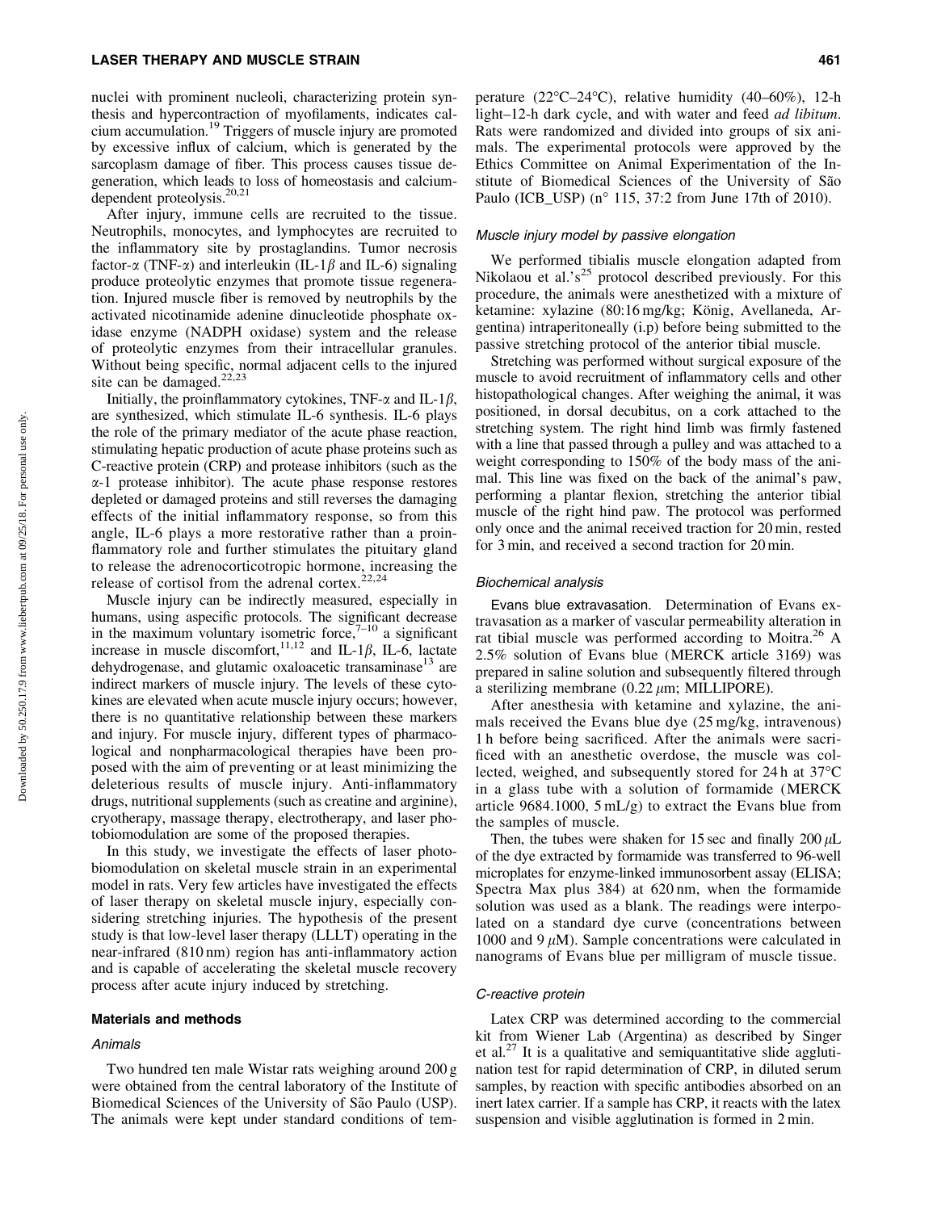nuclei with prominent nucleoli, characterizing protein synthesis and hypercontraction of myofilaments, indicates calcium accumulation.[19] Triggers of muscle injury are promoted by excessive influx of calcium, which is generated by the sarcoplasm damage of fiber. This process causes tissue degeneration, which leads to loss of homeostasis and calcium-dependent proteolysis.[20,21]

After injury, immune cells are recruited to the tissue. Neutrophils, monocytes, and lymphocytes are recruited to the inflammatory site by prostaglandins. Tumor necrosis factor-$\alpha$ (TNF-$\alpha$) and interleukin (IL-1$\beta$ and IL-6) signaling produce proteolytic enzymes that promote tissue regeneration. Injured muscle fiber is removed by neutrophils by the activated nicotinamide adenine dinucleotide phosphate oxidase enzyme (NADPH oxidase) system and the release of proteolytic enzymes from their intracellular granules. Without being specific, normal adjacent cells to the injured site can be damaged.[22,23]

Initially, the proinflammatory cytokines, TNF-$\alpha$ and IL-1$\beta$, are synthesized, which stimulate IL-6 synthesis. IL-6 plays the role of the primary mediator of the acute phase reaction, stimulating hepatic production of acute phase proteins such as C-reactive protein (CRP) and protease inhibitors (such as the $\alpha$-1 protease inhibitor). The acute phase response restores depleted or damaged proteins and still reverses the damaging effects of the initial inflammatory response, so from this angle, IL-6 plays a more restorative rather than a proinflammatory role and further stimulates the pituitary gland to release the adrenocorticotropic hormone, increasing the release of cortisol from the adrenal cortex.[22,24]

Muscle injury can be indirectly measured, especially in humans, using aspecific protocols. The significant decrease in the maximum voluntary isometric force,[7–10] a significant increase in muscle discomfort,[11,12] and IL-1$\beta$, IL-6, lactate dehydrogenase, and glutamic oxaloacetic transaminase[13] are indirect markers of muscle injury. The levels of these cytokines are elevated when acute muscle injury occurs; however, there is no quantitative relationship between these markers and injury. For muscle injury, different types of pharmacological and nonpharmacological therapies have been proposed with the aim of preventing or at least minimizing the deleterious results of muscle injury. Anti-inflammatory drugs, nutritional supplements (such as creatine and arginine), cryotherapy, massage therapy, electrotherapy, and laser photobiomodulation are some of the proposed therapies.

In this study, we investigate the effects of laser photobiomodulation on skeletal muscle strain in an experimental model in rats. Very few articles have investigated the effects of laser therapy on skeletal muscle injury, especially considering stretching injuries. The hypothesis of the present study is that low-level laser therapy (LLLT) operating in the near-infrared (810 nm) region has anti-inflammatory action and is capable of accelerating the skeletal muscle recovery process after acute injury induced by stretching.

## Materials and methods

### Animals

Two hundred ten male Wistar rats weighing around 200 g were obtained from the central laboratory of the Institute of Biomedical Sciences of the University of São Paulo (USP). The animals were kept under standard conditions of temperature (22°C–24°C), relative humidity (40–60%), 12-h light–12-h dark cycle, and with water and feed *ad libitum*. Rats were randomized and divided into groups of six animals. The experimental protocols were approved by the Ethics Committee on Animal Experimentation of the Institute of Biomedical Sciences of the University of São Paulo (ICB_USP) (n° 115, 37:2 from June 17th of 2010).

### Muscle injury model by passive elongation

We performed tibialis muscle elongation adapted from Nikolaou et al.'s[25] protocol described previously. For this procedure, the animals were anesthetized with a mixture of ketamine: xylazine (80:16 mg/kg; König, Avellaneda, Argentina) intraperitoneally (i.p) before being submitted to the passive stretching protocol of the anterior tibial muscle.

Stretching was performed without surgical exposure of the muscle to avoid recruitment of inflammatory cells and other histopathological changes. After weighing the animal, it was positioned, in dorsal decubitus, on a cork attached to the stretching system. The right hind limb was firmly fastened with a line that passed through a pulley and was attached to a weight corresponding to 150% of the body mass of the animal. This line was fixed on the back of the animal's paw, performing a plantar flexion, stretching the anterior tibial muscle of the right hind paw. The protocol was performed only once and the animal received traction for 20 min, rested for 3 min, and received a second traction for 20 min.

### Biochemical analysis

**Evans blue extravasation.** Determination of Evans extravasation as a marker of vascular permeability alteration in rat tibial muscle was performed according to Moitra.[26] A 2.5% solution of Evans blue (MERCK article 3169) was prepared in saline solution and subsequently filtered through a sterilizing membrane (0.22 $\mu$m; MILLIPORE).

After anesthesia with ketamine and xylazine, the animals received the Evans blue dye (25 mg/kg, intravenous) 1 h before being sacrificed. After the animals were sacrificed with an anesthetic overdose, the muscle was collected, weighed, and subsequently stored for 24 h at 37°C in a glass tube with a solution of formamide (MERCK article 9684.1000, 5 mL/g) to extract the Evans blue from the samples of muscle.

Then, the tubes were shaken for 15 sec and finally 200 $\mu$L of the dye extracted by formamide was transferred to 96-well microplates for enzyme-linked immunosorbent assay (ELISA; Spectra Max plus 384) at 620 nm, when the formamide solution was used as a blank. The readings were interpolated on a standard dye curve (concentrations between 1000 and 9 $\mu$M). Sample concentrations were calculated in nanograms of Evans blue per milligram of muscle tissue.

### C-reactive protein

Latex CRP was determined according to the commercial kit from Wiener Lab (Argentina) as described by Singer et al.[27] It is a qualitative and semiquantitative slide agglutination test for rapid determination of CRP, in diluted serum samples, by reaction with specific antibodies absorbed on an inert latex carrier. If a sample has CRP, it reacts with the latex suspension and visible agglutination is formed in 2 min.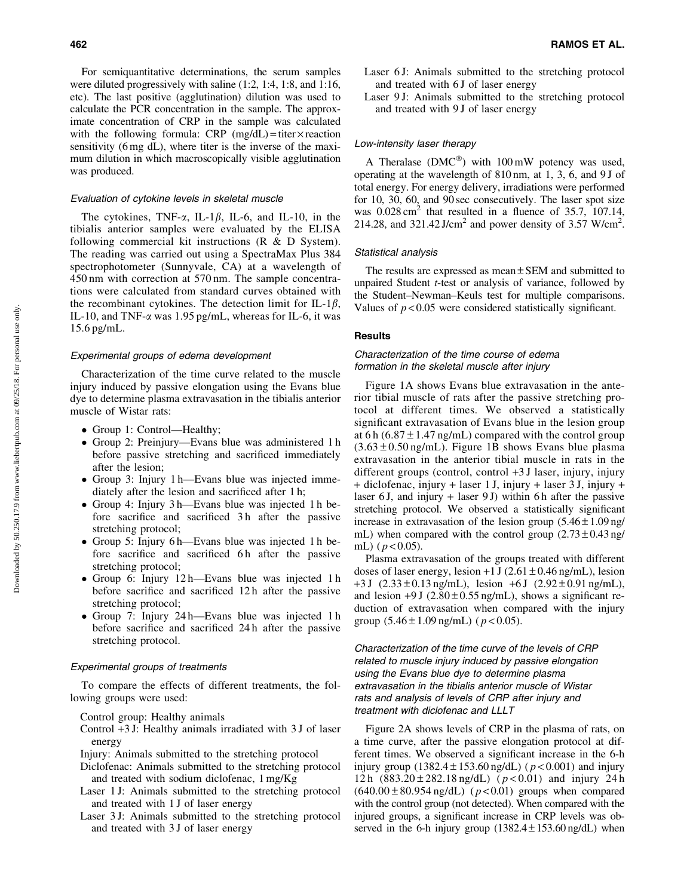For semiquantitative determinations, the serum samples were diluted progressively with saline (1:2, 1:4, 1:8, and 1:16, etc). The last positive (agglutination) dilution was used to calculate the PCR concentration in the sample. The approximate concentration of CRP in the sample was calculated with the following formula: CRP (mg/dL) = titer × reaction sensitivity (6 mg dL), where titer is the inverse of the maximum dilution in which macroscopically visible agglutination was produced.

### *Evaluation of cytokine levels in skeletal muscle*

The cytokines, TNF-$\alpha$, IL-1$\beta$, IL-6, and IL-10, in the tibialis anterior samples were evaluated by the ELISA following commercial kit instructions (R & D System). The reading was carried out using a SpectraMax Plus 384 spectrophotometer (Sunnyvale, CA) at a wavelength of 450 nm with correction at 570 nm. The sample concentrations were calculated from standard curves obtained with the recombinant cytokines. The detection limit for IL-1$\beta$, IL-10, and TNF-$\alpha$ was 1.95 pg/mL, whereas for IL-6, it was 15.6 pg/mL.

### *Experimental groups of edema development*

Characterization of the time curve related to the muscle injury induced by passive elongation using the Evans blue dye to determine plasma extravasation in the tibialis anterior muscle of Wistar rats:

- Group 1: Control—Healthy;
- Group 2: Preinjury—Evans blue was administered 1 h before passive stretching and sacrificed immediately after the lesion;
- Group 3: Injury 1 h—Evans blue was injected immediately after the lesion and sacrificed after 1 h;
- Group 4: Injury 3 h—Evans blue was injected 1 h before sacrifice and sacrificed 3 h after the passive stretching protocol;
- Group 5: Injury 6 h—Evans blue was injected 1 h before sacrifice and sacrificed 6 h after the passive stretching protocol;
- Group 6: Injury 12 h—Evans blue was injected 1 h before sacrifice and sacrificed 12 h after the passive stretching protocol;
- Group 7: Injury 24 h—Evans blue was injected 1 h before sacrifice and sacrificed 24 h after the passive stretching protocol.

### *Experimental groups of treatments*

To compare the effects of different treatments, the following groups were used:

Control group: Healthy animals

Control +3 J: Healthy animals irradiated with 3 J of laser energy

Injury: Animals submitted to the stretching protocol

Diclofenac: Animals submitted to the stretching protocol and treated with sodium diclofenac, 1 mg/Kg

Laser 1 J: Animals submitted to the stretching protocol and treated with 1 J of laser energy

Laser 3 J: Animals submitted to the stretching protocol and treated with 3 J of laser energy

Laser 6 J: Animals submitted to the stretching protocol and treated with 6 J of laser energy

Laser 9 J: Animals submitted to the stretching protocol and treated with 9 J of laser energy

### *Low-intensity laser therapy*

A Theralase (DMC®) with 100 mW potency was used, operating at the wavelength of 810 nm, at 1, 3, 6, and 9 J of total energy. For energy delivery, irradiations were performed for 10, 30, 60, and 90 sec consecutively. The laser spot size was 0.028 $cm^2$ that resulted in a fluence of 35.7, 107.14, 214.28, and 321.42 J/$cm^2$ and power density of 3.57 W/$cm^2$.

### *Statistical analysis*

The results are expressed as mean ± SEM and submitted to unpaired Student *t*-test or analysis of variance, followed by the Student–Newman–Keuls test for multiple comparisons. Values of $p < 0.05$ were considered statistically significant.

## Results

### *Characterization of the time course of edema formation in the skeletal muscle after injury*

Figure 1A shows Evans blue extravasation in the anterior tibial muscle of rats after the passive stretching protocol at different times. We observed a statistically significant extravasation of Evans blue in the lesion group at 6 h (6.87 ± 1.47 ng/mL) compared with the control group (3.63 ± 0.50 ng/mL). Figure 1B shows Evans blue plasma extravasation in the anterior tibial muscle in rats in the different groups (control, control +3 J laser, injury, injury + diclofenac, injury + laser 1 J, injury + laser 3 J, injury + laser 6 J, and injury + laser 9 J) within 6 h after the passive stretching protocol. We observed a statistically significant increase in extravasation of the lesion group (5.46 ± 1.09 ng/mL) when compared with the control group (2.73 ± 0.43 ng/mL) ($p < 0.05$).

Plasma extravasation of the groups treated with different doses of laser energy, lesion +1 J (2.61 ± 0.46 ng/mL), lesion +3 J (2.33 ± 0.13 ng/mL), lesion +6 J (2.92 ± 0.91 ng/mL), and lesion +9 J (2.80 ± 0.55 ng/mL), shows a significant reduction of extravasation when compared with the injury group (5.46 ± 1.09 ng/mL) ($p < 0.05$).

### *Characterization of the time curve of the levels of CRP related to muscle injury induced by passive elongation using the Evans blue dye to determine plasma extravasation in the tibialis anterior muscle of Wistar rats and analysis of levels of CRP after injury and treatment with diclofenac and LLLT*

Figure 2A shows levels of CRP in the plasma of rats, on a time curve, after the passive elongation protocol at different times. We observed a significant increase in the 6-h injury group (1382.4 ± 153.60 ng/dL) ($p < 0.001$) and injury 12 h (883.20 ± 282.18 ng/dL) ($p < 0.01$) and injury 24 h (640.00 ± 80.954 ng/dL) ($p < 0.01$) groups when compared with the control group (not detected). When compared with the injured groups, a significant increase in CRP levels was observed in the 6-h injury group (1382.4 ± 153.60 ng/dL) when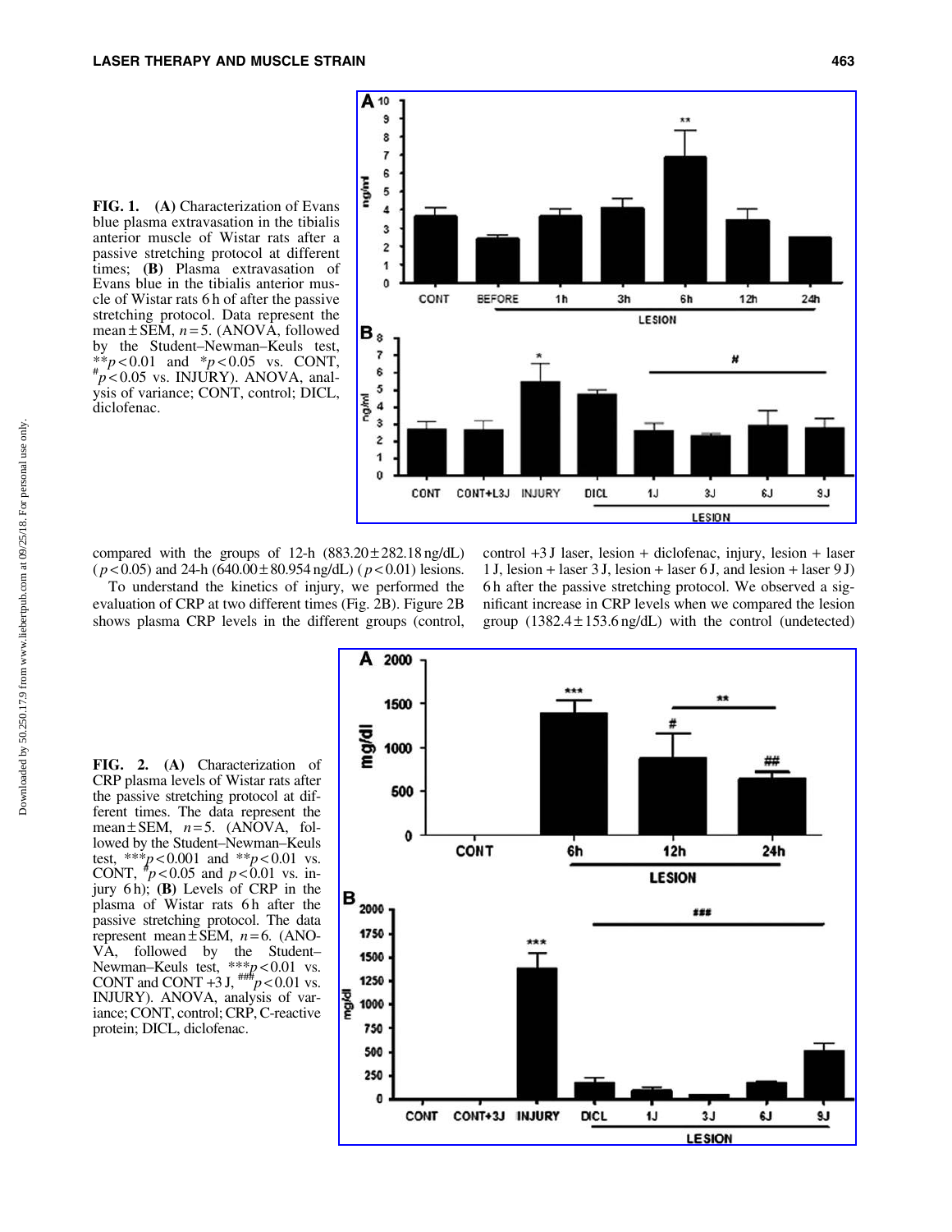**FIG. 1.** **(A)** Characterization of Evans blue plasma extravasation in the tibialis anterior muscle of Wistar rats after a passive stretching protocol at different times; **(B)** Plasma extravasation of Evans blue in the tibialis anterior muscle of Wistar rats 6 h of after the passive stretching protocol. Data represent the mean ± SEM, $n = 5$. (ANOVA, followed by the Student–Newman–Keuls test, $^{**}p < 0.01$ and $^{*}p < 0.05$ vs. CONT, $^{\#}p < 0.05$ vs. INJURY). ANOVA, analysis of variance; CONT, control; DICL, diclofenac.

compared with the groups of 12-h (883.20 ± 282.18 ng/dL) ($p < 0.05$) and 24-h (640.00 ± 80.954 ng/dL) ($p < 0.01$) lesions.

To understand the kinetics of injury, we performed the evaluation of CRP at two different times (Fig. 2B). Figure 2B shows plasma CRP levels in the different groups (control, control +3 J laser, lesion + diclofenac, injury, lesion + laser 1 J, lesion + laser 3 J, lesion + laser 6 J, and lesion + laser 9 J) 6 h after the passive stretching protocol. We observed a significant increase in CRP levels when we compared the lesion group (1382.4 ± 153.6 ng/dL) with the control (undetected)

**FIG. 2.** **(A)** Characterization of CRP plasma levels of Wistar rats after the passive stretching protocol at different times. The data represent the mean ± SEM, $n = 5$. (ANOVA, followed by the Student–Newman–Keuls test, $^{***}p < 0.001$ and $^{**}p < 0.01$ vs. CONT, $^{\#}p < 0.05$ and $p < 0.01$ vs. injury 6 h); **(B)** Levels of CRP in the plasma of Wistar rats 6 h after the passive stretching protocol. The data represent mean ± SEM, $n = 6$. (ANOVA, followed by the Student–Newman–Keuls test, $^{***}p < 0.01$ vs. CONT and CONT +3 J, $^{\#\#\#}p < 0.01$ vs. INJURY). ANOVA, analysis of variance; CONT, control; CRP, C-reactive protein; DICL, diclofenac.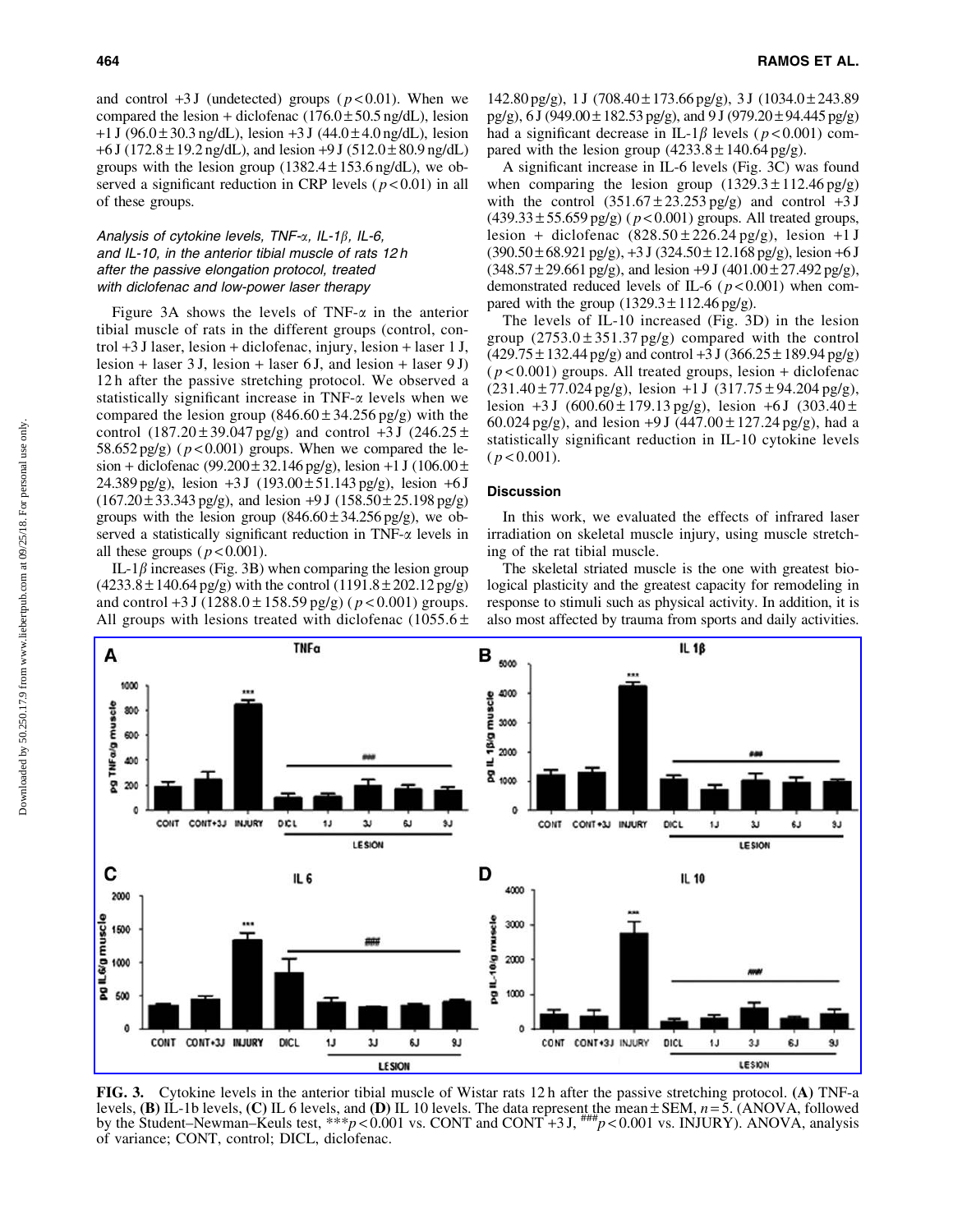and control +3 J (undetected) groups ($p < 0.01$). When we compared the lesion + diclofenac (176.0 ± 50.5 ng/dL), lesion +1 J (96.0 ± 30.3 ng/dL), lesion +3 J (44.0 ± 4.0 ng/dL), lesion +6 J (172.8 ± 19.2 ng/dL), and lesion +9 J (512.0 ± 80.9 ng/dL) groups with the lesion group (1382.4 ± 153.6 ng/dL), we observed a significant reduction in CRP levels ($p < 0.01$) in all of these groups.

### *Analysis of cytokine levels, TNF-α, IL-1β, IL-6, and IL-10, in the anterior tibial muscle of rats 12 h after the passive elongation protocol, treated with diclofenac and low-power laser therapy*

Figure 3A shows the levels of TNF-α in the anterior tibial muscle of rats in the different groups (control, control +3 J laser, lesion + diclofenac, injury, lesion + laser 1 J, lesion + laser 3 J, lesion + laser 6 J, and lesion + laser 9 J) 12 h after the passive stretching protocol. We observed a statistically significant increase in TNF-α levels when we compared the lesion group (846.60 ± 34.256 pg/g) with the control (187.20 ± 39.047 pg/g) and control +3 J (246.25 ± 58.652 pg/g) ($p < 0.001$) groups. When we compared the lesion + diclofenac (99.200 ± 32.146 pg/g), lesion +1 J (106.00 ± 24.389 pg/g), lesion +3 J (193.00 ± 51.143 pg/g), lesion +6 J (167.20 ± 33.343 pg/g), and lesion +9 J (158.50 ± 25.198 pg/g) groups with the lesion group (846.60 ± 34.256 pg/g), we observed a statistically significant reduction in TNF-α levels in all these groups ($p < 0.001$).

IL-1β increases (Fig. 3B) when comparing the lesion group (4233.8 ± 140.64 pg/g) with the control (1191.8 ± 202.12 pg/g) and control +3 J (1288.0 ± 158.59 pg/g) ($p < 0.001$) groups. All groups with lesions treated with diclofenac (1055.6 ± 142.80 pg/g), 1 J (708.40 ± 173.66 pg/g), 3 J (1034.0 ± 243.89 pg/g), 6 J (949.00 ± 182.53 pg/g), and 9 J (979.20 ± 94.445 pg/g) had a significant decrease in IL-1β levels ($p < 0.001$) compared with the lesion group (4233.8 ± 140.64 pg/g).

A significant increase in IL-6 levels (Fig. 3C) was found when comparing the lesion group (1329.3 ± 112.46 pg/g) with the control (351.67 ± 23.253 pg/g) and control +3 J (439.33 ± 55.659 pg/g) ($p < 0.001$) groups. All treated groups, lesion + diclofenac (828.50 ± 226.24 pg/g), lesion +1 J (390.50 ± 68.921 pg/g), +3 J (324.50 ± 12.168 pg/g), lesion +6 J (348.57 ± 29.661 pg/g), and lesion +9 J (401.00 ± 27.492 pg/g), demonstrated reduced levels of IL-6 ($p < 0.001$) when compared with the group (1329.3 ± 112.46 pg/g).

The levels of IL-10 increased (Fig. 3D) in the lesion group (2753.0 ± 351.37 pg/g) compared with the control (429.75 ± 132.44 pg/g) and control +3 J (366.25 ± 189.94 pg/g) ($p < 0.001$) groups. All treated groups, lesion + diclofenac (231.40 ± 77.024 pg/g), lesion +1 J (317.75 ± 94.204 pg/g), lesion +3 J (600.60 ± 179.13 pg/g), lesion +6 J (303.40 ± 60.024 pg/g), and lesion +9 J (447.00 ± 127.24 pg/g), had a statistically significant reduction in IL-10 cytokine levels ($p < 0.001$).

## Discussion

In this work, we evaluated the effects of infrared laser irradiation on skeletal muscle injury, using muscle stretching of the rat tibial muscle.

The skeletal striated muscle is the one with greatest biological plasticity and the greatest capacity for remodeling in response to stimuli such as physical activity. In addition, it is also most affected by trauma from sports and daily activities.

**FIG. 3.** Cytokine levels in the anterior tibial muscle of Wistar rats 12 h after the passive stretching protocol. **(A)** TNF-a levels, **(B)** IL-1b levels, **(C)** IL 6 levels, and **(D)** IL 10 levels. The data represent the mean ± SEM, $n = 5$. (ANOVA, followed by the Student–Newman–Keuls test, $^{***}p < 0.001$ vs. CONT and CONT +3 J, $^{\#\#\#}p < 0.001$ vs. INJURY). ANOVA, analysis of variance; CONT, control; DICL, diclofenac.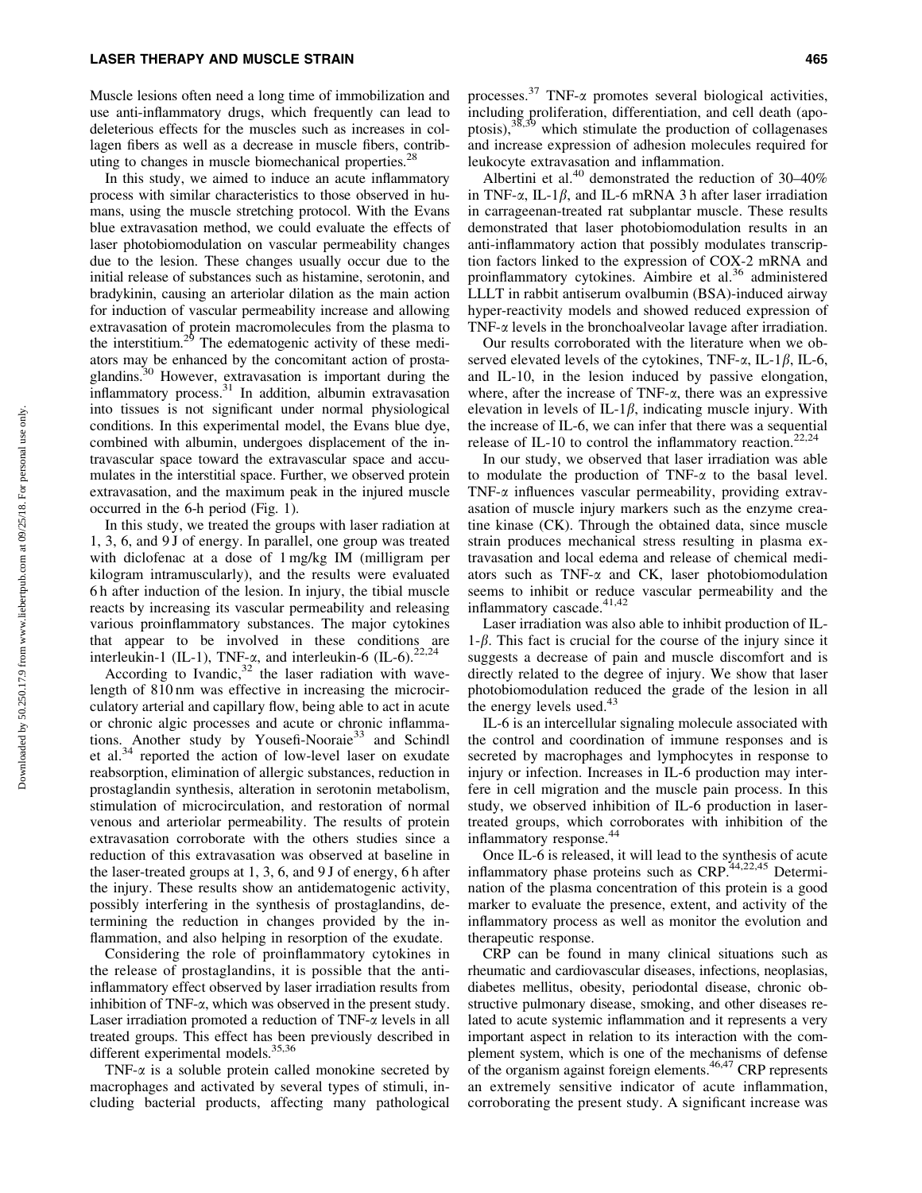Muscle lesions often need a long time of immobilization and use anti-inflammatory drugs, which frequently can lead to deleterious effects for the muscles such as increases in collagen fibers as well as a decrease in muscle fibers, contributing to changes in muscle biomechanical properties.[28]

In this study, we aimed to induce an acute inflammatory process with similar characteristics to those observed in humans, using the muscle stretching protocol. With the Evans blue extravasation method, we could evaluate the effects of laser photobiomodulation on vascular permeability changes due to the lesion. These changes usually occur due to the initial release of substances such as histamine, serotonin, and bradykinin, causing an arteriolar dilation as the main action for induction of vascular permeability increase and allowing extravasation of protein macromolecules from the plasma to the interstitium.[29] The edematogenic activity of these mediators may be enhanced by the concomitant action of prostaglandins.[30] However, extravasation is important during the inflammatory process.[31] In addition, albumin extravasation into tissues is not significant under normal physiological conditions. In this experimental model, the Evans blue dye, combined with albumin, undergoes displacement of the intravascular space toward the extravascular space and accumulates in the interstitial space. Further, we observed protein extravasation, and the maximum peak in the injured muscle occurred in the 6-h period (Fig. 1).

In this study, we treated the groups with laser radiation at 1, 3, 6, and 9 J of energy. In parallel, one group was treated with diclofenac at a dose of 1 mg/kg IM (milligram per kilogram intramuscularly), and the results were evaluated 6 h after induction of the lesion. In injury, the tibial muscle reacts by increasing its vascular permeability and releasing various proinflammatory substances. The major cytokines that appear to be involved in these conditions are interleukin-1 (IL-1), TNF-$\alpha$, and interleukin-6 (IL-6).[22,24]

According to Ivandic,[32] the laser radiation with wavelength of 810 nm was effective in increasing the microcirculatory arterial and capillary flow, being able to act in acute or chronic algic processes and acute or chronic inflammations. Another study by Yousefi-Nooraie[33] and Schindl et al.[34] reported the action of low-level laser on exudate reabsorption, elimination of allergic substances, reduction in prostaglandin synthesis, alteration in serotonin metabolism, stimulation of microcirculation, and restoration of normal venous and arteriolar permeability. The results of protein extravasation corroborate with the others studies since a reduction of this extravasation was observed at baseline in the laser-treated groups at 1, 3, 6, and 9 J of energy, 6 h after the injury. These results show an antiedematogenic activity, possibly interfering in the synthesis of prostaglandins, determining the reduction in changes provided by the inflammation, and also helping in resorption of the exudate.

Considering the role of proinflammatory cytokines in the release of prostaglandins, it is possible that the anti-inflammatory effect observed by laser irradiation results from inhibition of TNF-$\alpha$, which was observed in the present study. Laser irradiation promoted a reduction of TNF-$\alpha$ levels in all treated groups. This effect has been previously described in different experimental models.[35,36]

TNF-$\alpha$ is a soluble protein called monokine secreted by macrophages and activated by several types of stimuli, including bacterial products, affecting many pathological processes.[37] TNF-$\alpha$ promotes several biological activities, including proliferation, differentiation, and cell death (apoptosis),[38,39] which stimulate the production of collagenases and increase expression of adhesion molecules required for leukocyte extravasation and inflammation.

Albertini et al.[40] demonstrated the reduction of 30–40% in TNF-$\alpha$, IL-1$\beta$, and IL-6 mRNA 3 h after laser irradiation in carrageenan-treated rat subplantar muscle. These results demonstrated that laser photobiomodulation results in an anti-inflammatory action that possibly modulates transcription factors linked to the expression of COX-2 mRNA and proinflammatory cytokines. Aimbire et al.[36] administered LLLT in rabbit antiserum ovalbumin (BSA)-induced airway hyper-reactivity models and showed reduced expression of TNF-$\alpha$ levels in the bronchoalveolar lavage after irradiation.

Our results corroborated with the literature when we observed elevated levels of the cytokines, TNF-$\alpha$, IL-1$\beta$, IL-6, and IL-10, in the lesion induced by passive elongation, where, after the increase of TNF-$\alpha$, there was an expressive elevation in levels of IL-1$\beta$, indicating muscle injury. With the increase of IL-6, we can infer that there was a sequential release of IL-10 to control the inflammatory reaction.[22,24]

In our study, we observed that laser irradiation was able to modulate the production of TNF-$\alpha$ to the basal level. TNF-$\alpha$ influences vascular permeability, providing extravasation of muscle injury markers such as the enzyme creatine kinase (CK). Through the obtained data, since muscle strain produces mechanical stress resulting in plasma extravasation and local edema and release of chemical mediators such as TNF-$\alpha$ and CK, laser photobiomodulation seems to inhibit or reduce vascular permeability and the inflammatory cascade.[41,42]

Laser irradiation was also able to inhibit production of IL-1-$\beta$. This fact is crucial for the course of the injury since it suggests a decrease of pain and muscle discomfort and is directly related to the degree of injury. We show that laser photobiomodulation reduced the grade of the lesion in all the energy levels used.[43]

IL-6 is an intercellular signaling molecule associated with the control and coordination of immune responses and is secreted by macrophages and lymphocytes in response to injury or infection. Increases in IL-6 production may interfere in cell migration and the muscle pain process. In this study, we observed inhibition of IL-6 production in laser-treated groups, which corroborates with inhibition of the inflammatory response.[44]

Once IL-6 is released, it will lead to the synthesis of acute inflammatory phase proteins such as CRP.[44,22,45] Determination of the plasma concentration of this protein is a good marker to evaluate the presence, extent, and activity of the inflammatory process as well as monitor the evolution and therapeutic response.

CRP can be found in many clinical situations such as rheumatic and cardiovascular diseases, infections, neoplasias, diabetes mellitus, obesity, periodontal disease, chronic obstructive pulmonary disease, smoking, and other diseases related to acute systemic inflammation and it represents a very important aspect in relation to its interaction with the complement system, which is one of the mechanisms of defense of the organism against foreign elements.[46,47] CRP represents an extremely sensitive indicator of acute inflammation, corroborating the present study. A significant increase was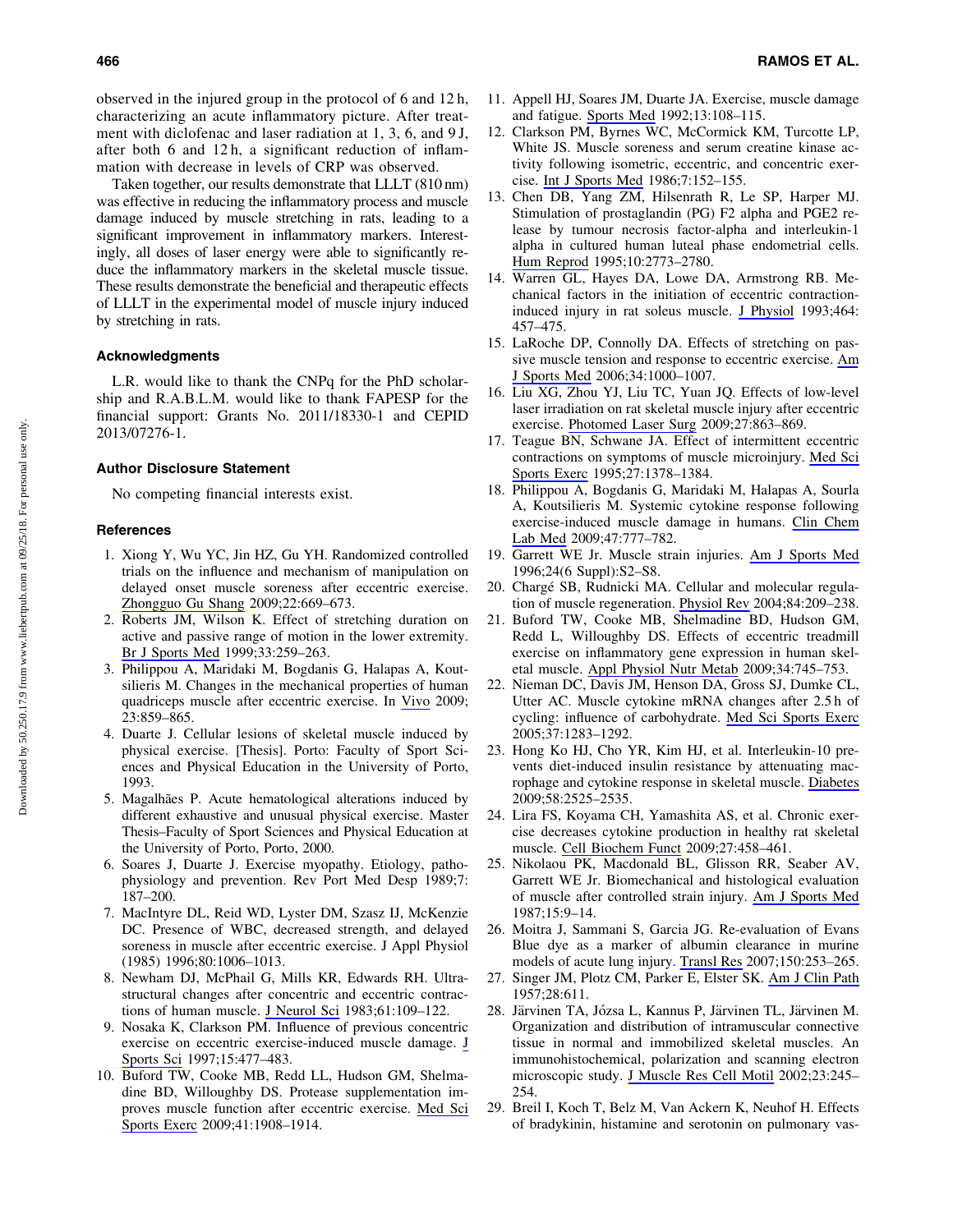observed in the injured group in the protocol of 6 and 12 h, characterizing an acute inflammatory picture. After treatment with diclofenac and laser radiation at 1, 3, 6, and 9 J, after both 6 and 12 h, a significant reduction of inflammation with decrease in levels of CRP was observed.

Taken together, our results demonstrate that LLLT (810 nm) was effective in reducing the inflammatory process and muscle damage induced by muscle stretching in rats, leading to a significant improvement in inflammatory markers. Interestingly, all doses of laser energy were able to significantly reduce the inflammatory markers in the skeletal muscle tissue. These results demonstrate the beneficial and therapeutic effects of LLLT in the experimental model of muscle injury induced by stretching in rats.

### Acknowledgments

L.R. would like to thank the CNPq for the PhD scholarship and R.A.B.L.M. would like to thank FAPESP for the financial support: Grants No. 2011/18330-1 and CEPID 2013/07276-1.

### Author Disclosure Statement

No competing financial interests exist.

### References

1. Xiong Y, Wu YC, Jin HZ, Gu YH. Randomized controlled trials on the influence and mechanism of manipulation on delayed onset muscle soreness after eccentric exercise. Zhongguo Gu Shang 2009;22:669–673.
2. Roberts JM, Wilson K. Effect of stretching duration on active and passive range of motion in the lower extremity. Br J Sports Med 1999;33:259–263.
3. Philippou A, Maridaki M, Bogdanis G, Halapas A, Koutsilieris M. Changes in the mechanical properties of human quadriceps muscle after eccentric exercise. In Vivo 2009; 23:859–865.
4. Duarte J. Cellular lesions of skeletal muscle induced by physical exercise. [Thesis]. Porto: Faculty of Sport Sciences and Physical Education in the University of Porto, 1993.
5. Magalhães P. Acute hematological alterations induced by different exhaustive and unusual physical exercise. Master Thesis–Faculty of Sport Sciences and Physical Education at the University of Porto, Porto, 2000.
6. Soares J, Duarte J. Exercise myopathy. Etiology, pathophysiology and prevention. Rev Port Med Desp 1989;7: 187–200.
7. MacIntyre DL, Reid WD, Lyster DM, Szasz IJ, McKenzie DC. Presence of WBC, decreased strength, and delayed soreness in muscle after eccentric exercise. J Appl Physiol (1985) 1996;80:1006–1013.
8. Newham DJ, McPhail G, Mills KR, Edwards RH. Ultrastructural changes after concentric and eccentric contractions of human muscle. J Neurol Sci 1983;61:109–122.
9. Nosaka K, Clarkson PM. Influence of previous concentric exercise on eccentric exercise-induced muscle damage. J Sports Sci 1997;15:477–483.
10. Buford TW, Cooke MB, Redd LL, Hudson GM, Shelmadine BD, Willoughby DS. Protease supplementation improves muscle function after eccentric exercise. Med Sci Sports Exerc 2009;41:1908–1914.
11. Appell HJ, Soares JM, Duarte JA. Exercise, muscle damage and fatigue. Sports Med 1992;13:108–115.
12. Clarkson PM, Byrnes WC, McCormick KM, Turcotte LP, White JS. Muscle soreness and serum creatine kinase activity following isometric, eccentric, and concentric exercise. Int J Sports Med 1986;7:152–155.
13. Chen DB, Yang ZM, Hilsenrath R, Le SP, Harper MJ. Stimulation of prostaglandin (PG) F2 alpha and PGE2 release by tumour necrosis factor-alpha and interleukin-1 alpha in cultured human luteal phase endometrial cells. Hum Reprod 1995;10:2773–2780.
14. Warren GL, Hayes DA, Lowe DA, Armstrong RB. Mechanical factors in the initiation of eccentric contraction-induced injury in rat soleus muscle. J Physiol 1993;464: 457–475.
15. LaRoche DP, Connolly DA. Effects of stretching on passive muscle tension and response to eccentric exercise. Am J Sports Med 2006;34:1000–1007.
16. Liu XG, Zhou YJ, Liu TC, Yuan JQ. Effects of low-level laser irradiation on rat skeletal muscle injury after eccentric exercise. Photomed Laser Surg 2009;27:863–869.
17. Teague BN, Schwane JA. Effect of intermittent eccentric contractions on symptoms of muscle microinjury. Med Sci Sports Exerc 1995;27:1378–1384.
18. Philippou A, Bogdanis G, Maridaki M, Halapas A, Sourla A, Koutsilieris M. Systemic cytokine response following exercise-induced muscle damage in humans. Clin Chem Lab Med 2009;47:777–782.
19. Garrett WE Jr. Muscle strain injuries. Am J Sports Med 1996;24(6 Suppl):S2–S8.
20. Chargé SB, Rudnicki MA. Cellular and molecular regulation of muscle regeneration. Physiol Rev 2004;84:209–238.
21. Buford TW, Cooke MB, Shelmadine BD, Hudson GM, Redd L, Willoughby DS. Effects of eccentric treadmill exercise on inflammatory gene expression in human skeletal muscle. Appl Physiol Nutr Metab 2009;34:745–753.
22. Nieman DC, Davis JM, Henson DA, Gross SJ, Dumke CL, Utter AC. Muscle cytokine mRNA changes after 2.5 h of cycling: influence of carbohydrate. Med Sci Sports Exerc 2005;37:1283–1292.
23. Hong Ko HJ, Cho YR, Kim HJ, et al. Interleukin-10 prevents diet-induced insulin resistance by attenuating macrophage and cytokine response in skeletal muscle. Diabetes 2009;58:2525–2535.
24. Lira FS, Koyama CH, Yamashita AS, et al. Chronic exercise decreases cytokine production in healthy rat skeletal muscle. Cell Biochem Funct 2009;27:458–461.
25. Nikolaou PK, Macdonald BL, Glisson RR, Seaber AV, Garrett WE Jr. Biomechanical and histological evaluation of muscle after controlled strain injury. Am J Sports Med 1987;15:9–14.
26. Moitra J, Sammani S, Garcia JG. Re-evaluation of Evans Blue dye as a marker of albumin clearance in murine models of acute lung injury. Transl Res 2007;150:253–265.
27. Singer JM, Plotz CM, Parker E, Elster SK. Am J Clin Path 1957;28:611.
28. Järvinen TA, Józsa L, Kannus P, Järvinen TL, Järvinen M. Organization and distribution of intramuscular connective tissue in normal and immobilized skeletal muscles. An immunohistochemical, polarization and scanning electron microscopic study. J Muscle Res Cell Motil 2002;23:245–254.
29. Breil I, Koch T, Belz M, Van Ackern K, Neuhof H. Effects of bradykinin, histamine and serotonin on pulmonary vas-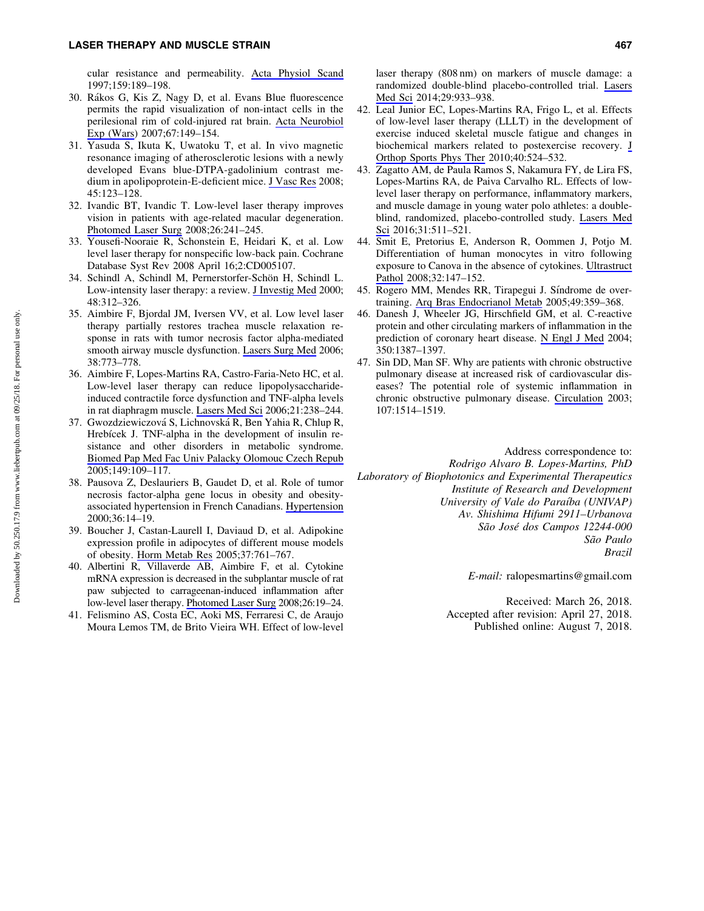cular resistance and permeability. Acta Physiol Scand 1997;159:189–198.

30. Rákos G, Kis Z, Nagy D, et al. Evans Blue fluorescence permits the rapid visualization of non-intact cells in the perilesional rim of cold-injured rat brain. Acta Neurobiol Exp (Wars) 2007;67:149–154.
31. Yasuda S, Ikuta K, Uwatoku T, et al. In vivo magnetic resonance imaging of atherosclerotic lesions with a newly developed Evans blue-DTPA-gadolinium contrast medium in apolipoprotein-E-deficient mice. J Vasc Res 2008; 45:123–128.
32. Ivandic BT, Ivandic T. Low-level laser therapy improves vision in patients with age-related macular degeneration. Photomed Laser Surg 2008;26:241–245.
33. Yousefi-Nooraie R, Schonstein E, Heidari K, et al. Low level laser therapy for nonspecific low-back pain. Cochrane Database Syst Rev 2008 April 16;2:CD005107.
34. Schindl A, Schindl M, Pernerstorfer-Schön H, Schindl L. Low-intensity laser therapy: a review. J Investig Med 2000; 48:312–326.
35. Aimbire F, Bjordal JM, Iversen VV, et al. Low level laser therapy partially restores trachea muscle relaxation response in rats with tumor necrosis factor alpha-mediated smooth airway muscle dysfunction. Lasers Surg Med 2006; 38:773–778.
36. Aimbire F, Lopes-Martins RA, Castro-Faria-Neto HC, et al. Low-level laser therapy can reduce lipopolysaccharide-induced contractile force dysfunction and TNF-alpha levels in rat diaphragm muscle. Lasers Med Sci 2006;21:238–244.
37. Gwozdziewiczová S, Lichnovská R, Ben Yahia R, Chlup R, Hrebícek J. TNF-alpha in the development of insulin resistance and other disorders in metabolic syndrome. Biomed Pap Med Fac Univ Palacky Olomouc Czech Repub 2005;149:109–117.
38. Pausova Z, Deslauriers B, Gaudet D, et al. Role of tumor necrosis factor-alpha gene locus in obesity and obesity-associated hypertension in French Canadians. Hypertension 2000;36:14–19.
39. Boucher J, Castan-Laurell I, Daviaud D, et al. Adipokine expression profile in adipocytes of different mouse models of obesity. Horm Metab Res 2005;37:761–767.
40. Albertini R, Villaverde AB, Aimbire F, et al. Cytokine mRNA expression is decreased in the subplantar muscle of rat paw subjected to carrageenan-induced inflammation after low-level laser therapy. Photomed Laser Surg 2008;26:19–24.
41. Felismino AS, Costa EC, Aoki MS, Ferraresi C, de Araujo Moura Lemos TM, de Brito Vieira WH. Effect of low-level laser therapy (808 nm) on markers of muscle damage: a randomized double-blind placebo-controlled trial. Lasers Med Sci 2014;29:933–938.
42. Leal Junior EC, Lopes-Martins RA, Frigo L, et al. Effects of low-level laser therapy (LLLT) in the development of exercise induced skeletal muscle fatigue and changes in biochemical markers related to postexercise recovery. J Orthop Sports Phys Ther 2010;40:524–532.
43. Zagatto AM, de Paula Ramos S, Nakamura FY, de Lira FS, Lopes-Martins RA, de Paiva Carvalho RL. Effects of low-level laser therapy on performance, inflammatory markers, and muscle damage in young water polo athletes: a double-blind, randomized, placebo-controlled study. Lasers Med Sci 2016;31:511–521.
44. Smit E, Pretorius E, Anderson R, Oommen J, Potjo M. Differentiation of human monocytes in vitro following exposure to Canova in the absence of cytokines. Ultrastruct Pathol 2008;32:147–152.
45. Rogero MM, Mendes RR, Tirapegui J. Síndrome de overtraining. Arq Bras Endocrianol Metab 2005;49:359–368.
46. Danesh J, Wheeler JG, Hirschfield GM, et al. C-reactive protein and other circulating markers of inflammation in the prediction of coronary heart disease. N Engl J Med 2004; 350:1387–1397.
47. Sin DD, Man SF. Why are patients with chronic obstructive pulmonary disease at increased risk of cardiovascular diseases? The potential role of systemic inflammation in chronic obstructive pulmonary disease. Circulation 2003; 107:1514–1519.

Address correspondence to:
*Rodrigo Alvaro B. Lopes-Martins, PhD*
*Laboratory of Biophotonics and Experimental Therapeutics*
*Institute of Research and Development*
*University of Vale do Paraíba (UNIVAP)*
*Av. Shishima Hifumi 2911–Urbanova*
*São José dos Campos 12244-000*
*São Paulo*
*Brazil*

*E-mail:* ralopesmartins@gmail.com

Received: March 26, 2018.
Accepted after revision: April 27, 2018.
Published online: August 7, 2018.